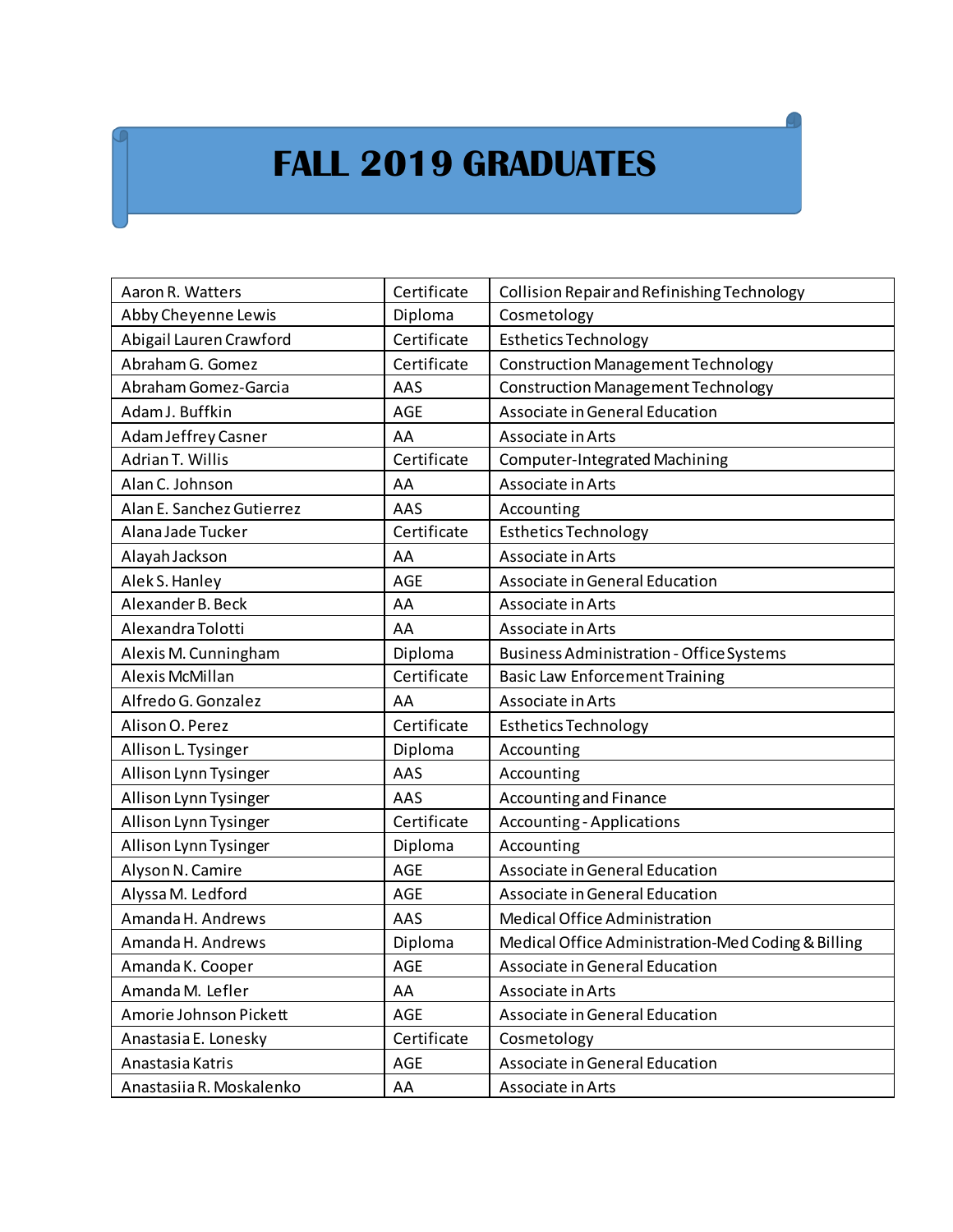# FALL 2019 GRADUATES

| | | |
|---|---|---|
| Aaron R. Watters | Certificate | Collision Repair and Refinishing Technology |
| Abby Cheyenne Lewis | Diploma | Cosmetology |
| Abigail Lauren Crawford | Certificate | Esthetics Technology |
| Abraham G. Gomez | Certificate | Construction Management Technology |
| Abraham Gomez-Garcia | AAS | Construction Management Technology |
| Adam J. Buffkin | AGE | Associate in General Education |
| Adam Jeffrey Casner | AA | Associate in Arts |
| Adrian T. Willis | Certificate | Computer-Integrated Machining |
| Alan C. Johnson | AA | Associate in Arts |
| Alan E. Sanchez Gutierrez | AAS | Accounting |
| Alana Jade Tucker | Certificate | Esthetics Technology |
| Alayah Jackson | AA | Associate in Arts |
| Alek S. Hanley | AGE | Associate in General Education |
| Alexander B. Beck | AA | Associate in Arts |
| Alexandra Tolotti | AA | Associate in Arts |
| Alexis M. Cunningham | Diploma | Business Administration - Office Systems |
| Alexis McMillan | Certificate | Basic Law Enforcement Training |
| Alfredo G. Gonzalez | AA | Associate in Arts |
| Alison O. Perez | Certificate | Esthetics Technology |
| Allison L. Tysinger | Diploma | Accounting |
| Allison Lynn Tysinger | AAS | Accounting |
| Allison Lynn Tysinger | AAS | Accounting and Finance |
| Allison Lynn Tysinger | Certificate | Accounting - Applications |
| Allison Lynn Tysinger | Diploma | Accounting |
| Alyson N. Camire | AGE | Associate in General Education |
| Alyssa M. Ledford | AGE | Associate in General Education |
| Amanda H. Andrews | AAS | Medical Office Administration |
| Amanda H. Andrews | Diploma | Medical Office Administration-Med Coding & Billing |
| Amanda K. Cooper | AGE | Associate in General Education |
| Amanda M. Lefler | AA | Associate in Arts |
| Amorie Johnson Pickett | AGE | Associate in General Education |
| Anastasia E. Lonesky | Certificate | Cosmetology |
| Anastasia Katris | AGE | Associate in General Education |
| Anastasiia R. Moskalenko | AA | Associate in Arts |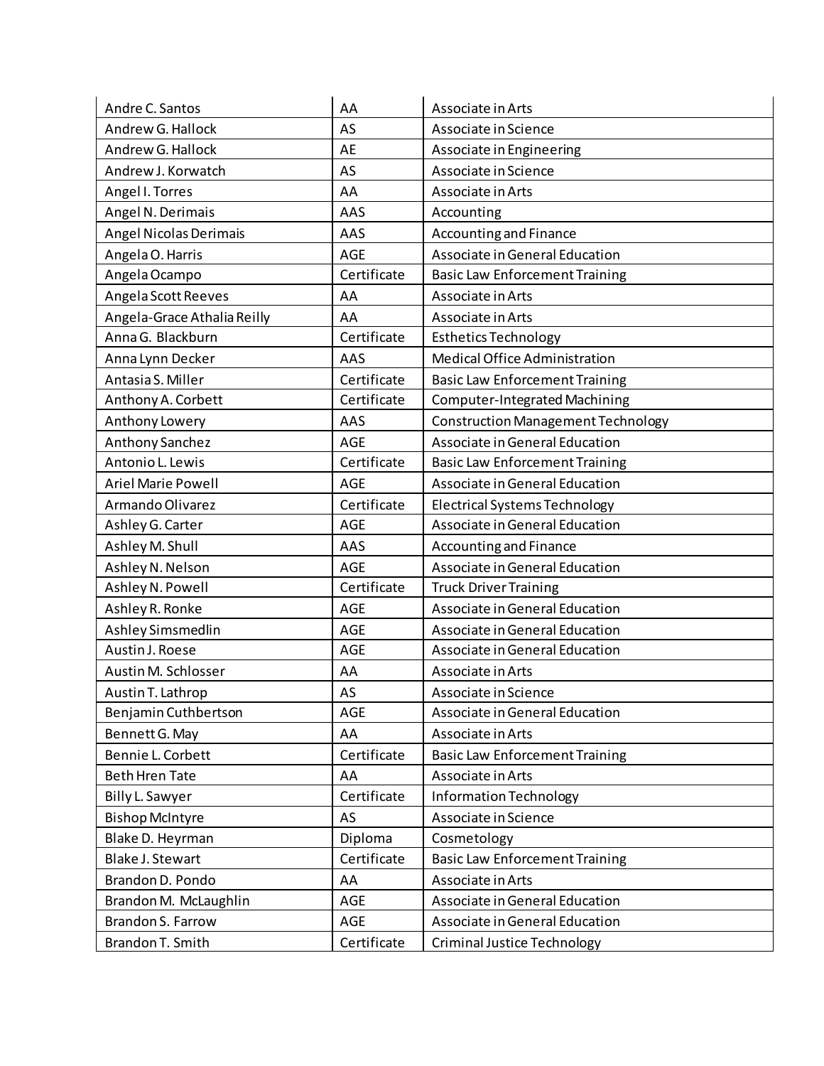| Andre C. Santos | AA | Associate in Arts |
|---|---|---|
| Andrew G. Hallock | AS | Associate in Science |
| Andrew G. Hallock | AE | Associate in Engineering |
| Andrew J. Korwatch | AS | Associate in Science |
| Angel I. Torres | AA | Associate in Arts |
| Angel N. Derimais | AAS | Accounting |
| Angel Nicolas Derimais | AAS | Accounting and Finance |
| Angela O. Harris | AGE | Associate in General Education |
| Angela Ocampo | Certificate | Basic Law Enforcement Training |
| Angela Scott Reeves | AA | Associate in Arts |
| Angela-Grace Athalia Reilly | AA | Associate in Arts |
| Anna G. Blackburn | Certificate | Esthetics Technology |
| Anna Lynn Decker | AAS | Medical Office Administration |
| Antasia S. Miller | Certificate | Basic Law Enforcement Training |
| Anthony A. Corbett | Certificate | Computer-Integrated Machining |
| Anthony Lowery | AAS | Construction Management Technology |
| Anthony Sanchez | AGE | Associate in General Education |
| Antonio L. Lewis | Certificate | Basic Law Enforcement Training |
| Ariel Marie Powell | AGE | Associate in General Education |
| Armando Olivarez | Certificate | Electrical Systems Technology |
| Ashley G. Carter | AGE | Associate in General Education |
| Ashley M. Shull | AAS | Accounting and Finance |
| Ashley N. Nelson | AGE | Associate in General Education |
| Ashley N. Powell | Certificate | Truck Driver Training |
| Ashley R. Ronke | AGE | Associate in General Education |
| Ashley Simsmedlin | AGE | Associate in General Education |
| Austin J. Roese | AGE | Associate in General Education |
| Austin M. Schlosser | AA | Associate in Arts |
| Austin T. Lathrop | AS | Associate in Science |
| Benjamin Cuthbertson | AGE | Associate in General Education |
| Bennett G. May | AA | Associate in Arts |
| Bennie L. Corbett | Certificate | Basic Law Enforcement Training |
| Beth Hren Tate | AA | Associate in Arts |
| Billy L. Sawyer | Certificate | Information Technology |
| Bishop McIntyre | AS | Associate in Science |
| Blake D. Heyrman | Diploma | Cosmetology |
| Blake J. Stewart | Certificate | Basic Law Enforcement Training |
| Brandon D. Pondo | AA | Associate in Arts |
| Brandon M. McLaughlin | AGE | Associate in General Education |
| Brandon S. Farrow | AGE | Associate in General Education |
| Brandon T. Smith | Certificate | Criminal Justice Technology |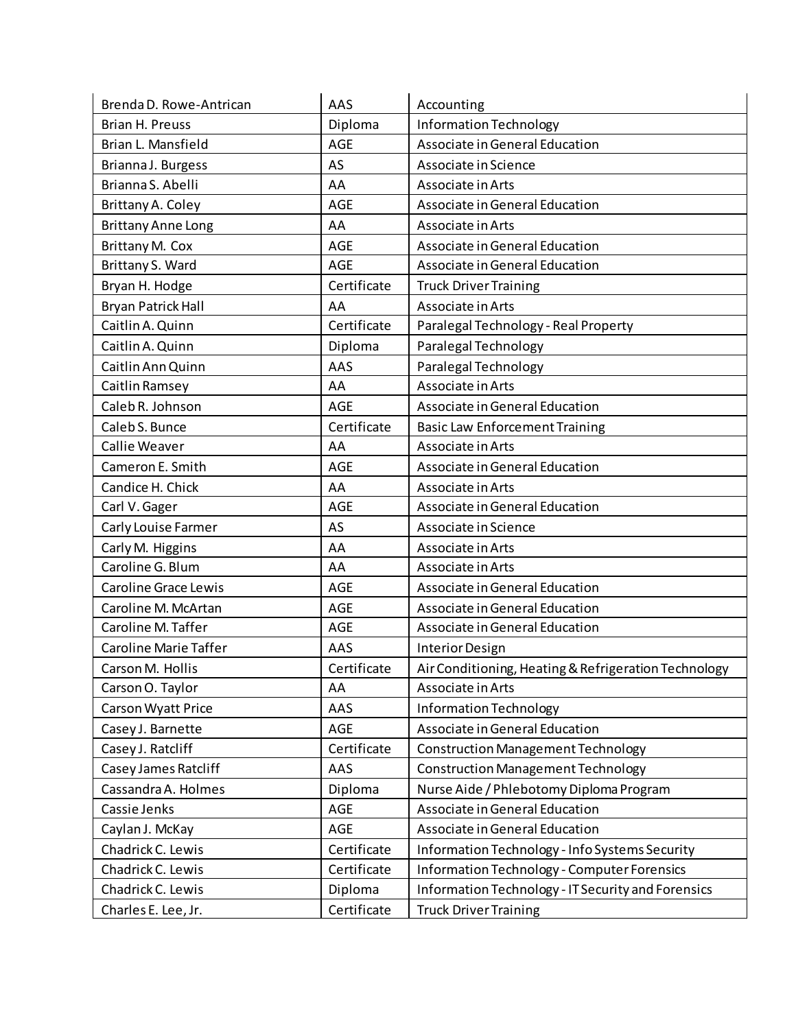| | | |
|---|---|---|
| Brenda D. Rowe-Antrican | AAS | Accounting |
| Brian H. Preuss | Diploma | Information Technology |
| Brian L. Mansfield | AGE | Associate in General Education |
| Brianna J. Burgess | AS | Associate in Science |
| Brianna S. Abelli | AA | Associate in Arts |
| Brittany A. Coley | AGE | Associate in General Education |
| Brittany Anne Long | AA | Associate in Arts |
| Brittany M. Cox | AGE | Associate in General Education |
| Brittany S. Ward | AGE | Associate in General Education |
| Bryan H. Hodge | Certificate | Truck Driver Training |
| Bryan Patrick Hall | AA | Associate in Arts |
| Caitlin A. Quinn | Certificate | Paralegal Technology - Real Property |
| Caitlin A. Quinn | Diploma | Paralegal Technology |
| Caitlin Ann Quinn | AAS | Paralegal Technology |
| Caitlin Ramsey | AA | Associate in Arts |
| Caleb R. Johnson | AGE | Associate in General Education |
| Caleb S. Bunce | Certificate | Basic Law Enforcement Training |
| Callie Weaver | AA | Associate in Arts |
| Cameron E. Smith | AGE | Associate in General Education |
| Candice H. Chick | AA | Associate in Arts |
| Carl V. Gager | AGE | Associate in General Education |
| Carly Louise Farmer | AS | Associate in Science |
| Carly M. Higgins | AA | Associate in Arts |
| Caroline G. Blum | AA | Associate in Arts |
| Caroline Grace Lewis | AGE | Associate in General Education |
| Caroline M. McArtan | AGE | Associate in General Education |
| Caroline M. Taffer | AGE | Associate in General Education |
| Caroline Marie Taffer | AAS | Interior Design |
| Carson M. Hollis | Certificate | Air Conditioning, Heating & Refrigeration Technology |
| Carson O. Taylor | AA | Associate in Arts |
| Carson Wyatt Price | AAS | Information Technology |
| Casey J. Barnette | AGE | Associate in General Education |
| Casey J. Ratcliff | Certificate | Construction Management Technology |
| Casey James Ratcliff | AAS | Construction Management Technology |
| Cassandra A. Holmes | Diploma | Nurse Aide / Phlebotomy Diploma Program |
| Cassie Jenks | AGE | Associate in General Education |
| Caylan J. McKay | AGE | Associate in General Education |
| Chadrick C. Lewis | Certificate | Information Technology - Info Systems Security |
| Chadrick C. Lewis | Certificate | Information Technology - Computer Forensics |
| Chadrick C. Lewis | Diploma | Information Technology - IT Security and Forensics |
| Charles E. Lee, Jr. | Certificate | Truck Driver Training |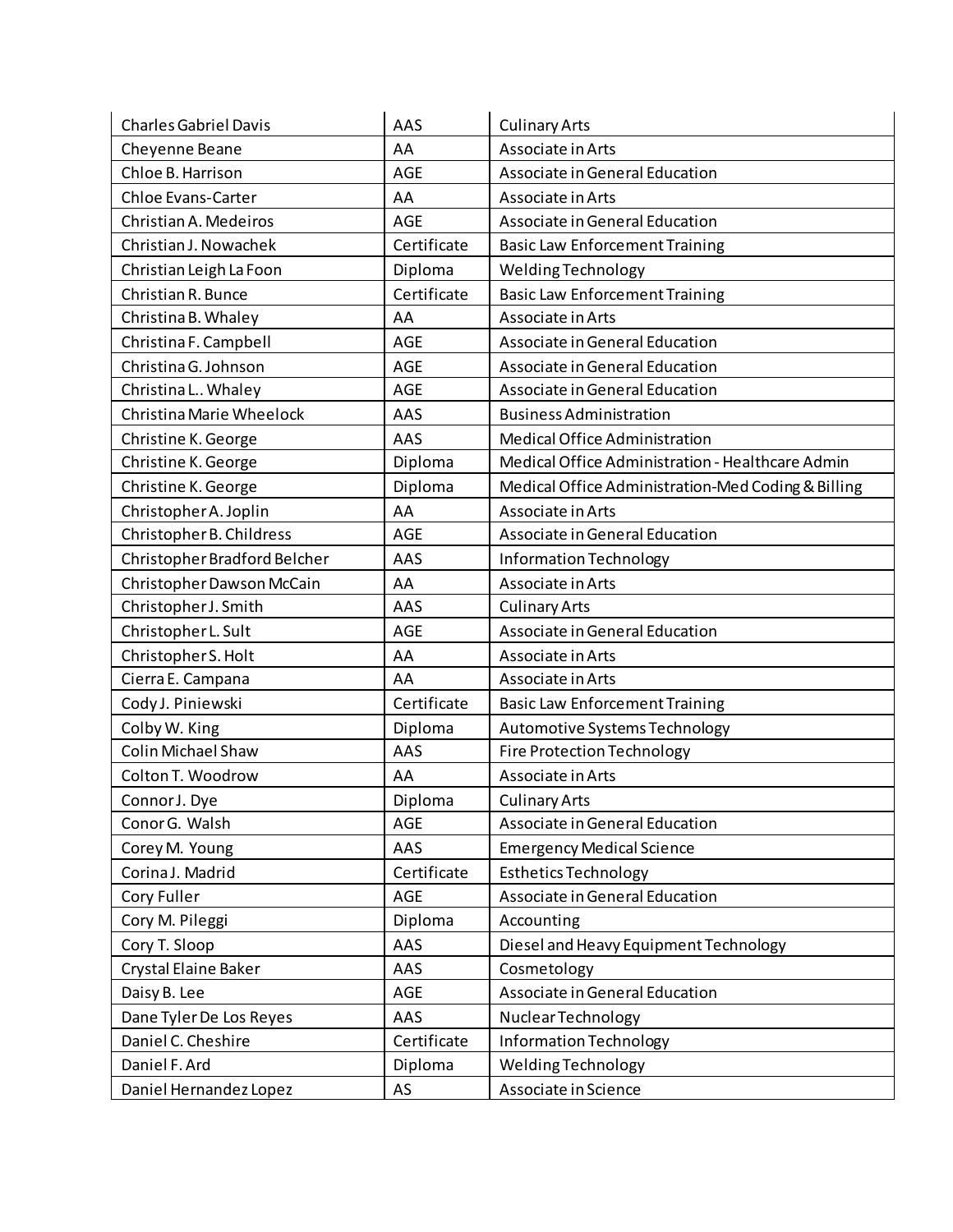| Charles Gabriel Davis | AAS | Culinary Arts |
|---|---|---|
| Cheyenne Beane | AA | Associate in Arts |
| Chloe B. Harrison | AGE | Associate in General Education |
| Chloe Evans-Carter | AA | Associate in Arts |
| Christian A. Medeiros | AGE | Associate in General Education |
| Christian J. Nowachek | Certificate | Basic Law Enforcement Training |
| Christian Leigh La Foon | Diploma | Welding Technology |
| Christian R. Bunce | Certificate | Basic Law Enforcement Training |
| Christina B. Whaley | AA | Associate in Arts |
| Christina F. Campbell | AGE | Associate in General Education |
| Christina G. Johnson | AGE | Associate in General Education |
| Christina L.. Whaley | AGE | Associate in General Education |
| Christina Marie Wheelock | AAS | Business Administration |
| Christine K. George | AAS | Medical Office Administration |
| Christine K. George | Diploma | Medical Office Administration - Healthcare Admin |
| Christine K. George | Diploma | Medical Office Administration-Med Coding & Billing |
| Christopher A. Joplin | AA | Associate in Arts |
| Christopher B. Childress | AGE | Associate in General Education |
| Christopher Bradford Belcher | AAS | Information Technology |
| Christopher Dawson McCain | AA | Associate in Arts |
| Christopher J. Smith | AAS | Culinary Arts |
| Christopher L. Sult | AGE | Associate in General Education |
| Christopher S. Holt | AA | Associate in Arts |
| Cierra E. Campana | AA | Associate in Arts |
| Cody J. Piniewski | Certificate | Basic Law Enforcement Training |
| Colby W. King | Diploma | Automotive Systems Technology |
| Colin Michael Shaw | AAS | Fire Protection Technology |
| Colton T. Woodrow | AA | Associate in Arts |
| Connor J. Dye | Diploma | Culinary Arts |
| Conor G. Walsh | AGE | Associate in General Education |
| Corey M. Young | AAS | Emergency Medical Science |
| Corina J. Madrid | Certificate | Esthetics Technology |
| Cory Fuller | AGE | Associate in General Education |
| Cory M. Pileggi | Diploma | Accounting |
| Cory T. Sloop | AAS | Diesel and Heavy Equipment Technology |
| Crystal Elaine Baker | AAS | Cosmetology |
| Daisy B. Lee | AGE | Associate in General Education |
| Dane Tyler De Los Reyes | AAS | Nuclear Technology |
| Daniel C. Cheshire | Certificate | Information Technology |
| Daniel F. Ard | Diploma | Welding Technology |
| Daniel Hernandez Lopez | AS | Associate in Science |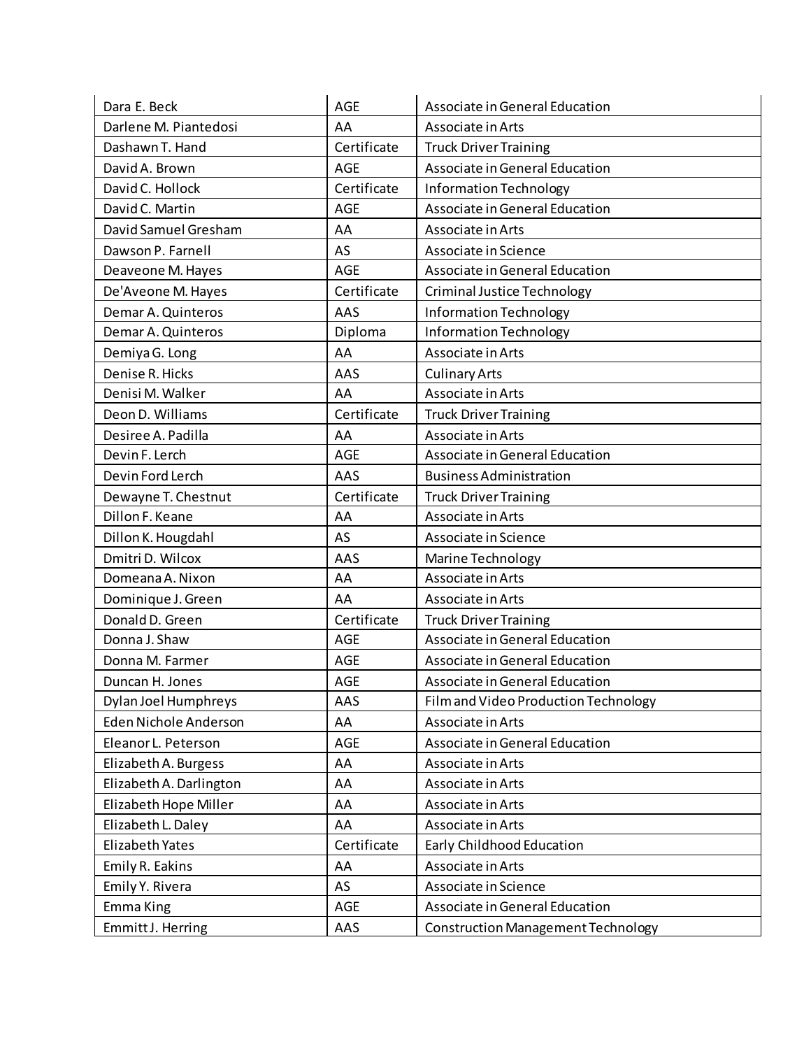| Dara E. Beck | AGE | Associate in General Education |
|---|---|---|
| Darlene M. Piantedosi | AA | Associate in Arts |
| Dashawn T. Hand | Certificate | Truck Driver Training |
| David A. Brown | AGE | Associate in General Education |
| David C. Hollock | Certificate | Information Technology |
| David C. Martin | AGE | Associate in General Education |
| David Samuel Gresham | AA | Associate in Arts |
| Dawson P. Farnell | AS | Associate in Science |
| Deaveone M. Hayes | AGE | Associate in General Education |
| De'Aveone M. Hayes | Certificate | Criminal Justice Technology |
| Demar A. Quinteros | AAS | Information Technology |
| Demar A. Quinteros | Diploma | Information Technology |
| Demiya G. Long | AA | Associate in Arts |
| Denise R. Hicks | AAS | Culinary Arts |
| Denisi M. Walker | AA | Associate in Arts |
| Deon D. Williams | Certificate | Truck Driver Training |
| Desiree A. Padilla | AA | Associate in Arts |
| Devin F. Lerch | AGE | Associate in General Education |
| Devin Ford Lerch | AAS | Business Administration |
| Dewayne T. Chestnut | Certificate | Truck Driver Training |
| Dillon F. Keane | AA | Associate in Arts |
| Dillon K. Hougdahl | AS | Associate in Science |
| Dmitri D. Wilcox | AAS | Marine Technology |
| Domeana A. Nixon | AA | Associate in Arts |
| Dominique J. Green | AA | Associate in Arts |
| Donald D. Green | Certificate | Truck Driver Training |
| Donna J. Shaw | AGE | Associate in General Education |
| Donna M. Farmer | AGE | Associate in General Education |
| Duncan H. Jones | AGE | Associate in General Education |
| Dylan Joel Humphreys | AAS | Film and Video Production Technology |
| Eden Nichole Anderson | AA | Associate in Arts |
| Eleanor L. Peterson | AGE | Associate in General Education |
| Elizabeth A. Burgess | AA | Associate in Arts |
| Elizabeth A. Darlington | AA | Associate in Arts |
| Elizabeth Hope Miller | AA | Associate in Arts |
| Elizabeth L. Daley | AA | Associate in Arts |
| Elizabeth Yates | Certificate | Early Childhood Education |
| Emily R. Eakins | AA | Associate in Arts |
| Emily Y. Rivera | AS | Associate in Science |
| Emma King | AGE | Associate in General Education |
| Emmitt J. Herring | AAS | Construction Management Technology |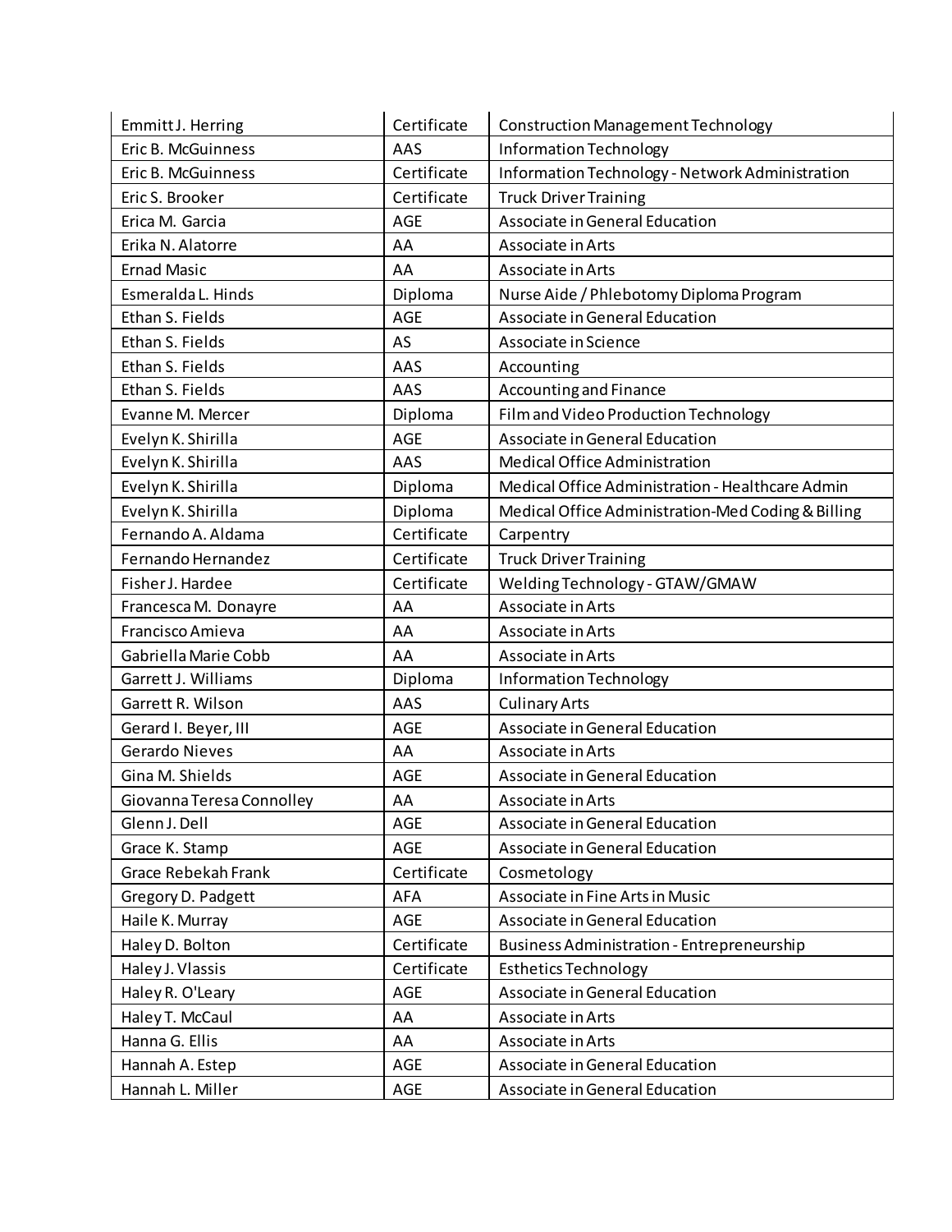| Emmitt J. Herring | Certificate | Construction Management Technology |
|---|---|---|
| Eric B. McGuinness | AAS | Information Technology |
| Eric B. McGuinness | Certificate | Information Technology - Network Administration |
| Eric S. Brooker | Certificate | Truck Driver Training |
| Erica M. Garcia | AGE | Associate in General Education |
| Erika N. Alatorre | AA | Associate in Arts |
| Ernad Masic | AA | Associate in Arts |
| Esmeralda L. Hinds | Diploma | Nurse Aide / Phlebotomy Diploma Program |
| Ethan S. Fields | AGE | Associate in General Education |
| Ethan S. Fields | AS | Associate in Science |
| Ethan S. Fields | AAS | Accounting |
| Ethan S. Fields | AAS | Accounting and Finance |
| Evanne M. Mercer | Diploma | Film and Video Production Technology |
| Evelyn K. Shirilla | AGE | Associate in General Education |
| Evelyn K. Shirilla | AAS | Medical Office Administration |
| Evelyn K. Shirilla | Diploma | Medical Office Administration - Healthcare Admin |
| Evelyn K. Shirilla | Diploma | Medical Office Administration-Med Coding & Billing |
| Fernando A. Aldama | Certificate | Carpentry |
| Fernando Hernandez | Certificate | Truck Driver Training |
| Fisher J. Hardee | Certificate | Welding Technology - GTAW/GMAW |
| Francesca M. Donayre | AA | Associate in Arts |
| Francisco Amieva | AA | Associate in Arts |
| Gabriella Marie Cobb | AA | Associate in Arts |
| Garrett J. Williams | Diploma | Information Technology |
| Garrett R. Wilson | AAS | Culinary Arts |
| Gerard I. Beyer, III | AGE | Associate in General Education |
| Gerardo Nieves | AA | Associate in Arts |
| Gina M. Shields | AGE | Associate in General Education |
| Giovanna Teresa Connolley | AA | Associate in Arts |
| Glenn J. Dell | AGE | Associate in General Education |
| Grace K. Stamp | AGE | Associate in General Education |
| Grace Rebekah Frank | Certificate | Cosmetology |
| Gregory D. Padgett | AFA | Associate in Fine Arts in Music |
| Haile K. Murray | AGE | Associate in General Education |
| Haley D. Bolton | Certificate | Business Administration - Entrepreneurship |
| Haley J. Vlassis | Certificate | Esthetics Technology |
| Haley R. O'Leary | AGE | Associate in General Education |
| Haley T. McCaul | AA | Associate in Arts |
| Hanna G. Ellis | AA | Associate in Arts |
| Hannah A. Estep | AGE | Associate in General Education |
| Hannah L. Miller | AGE | Associate in General Education |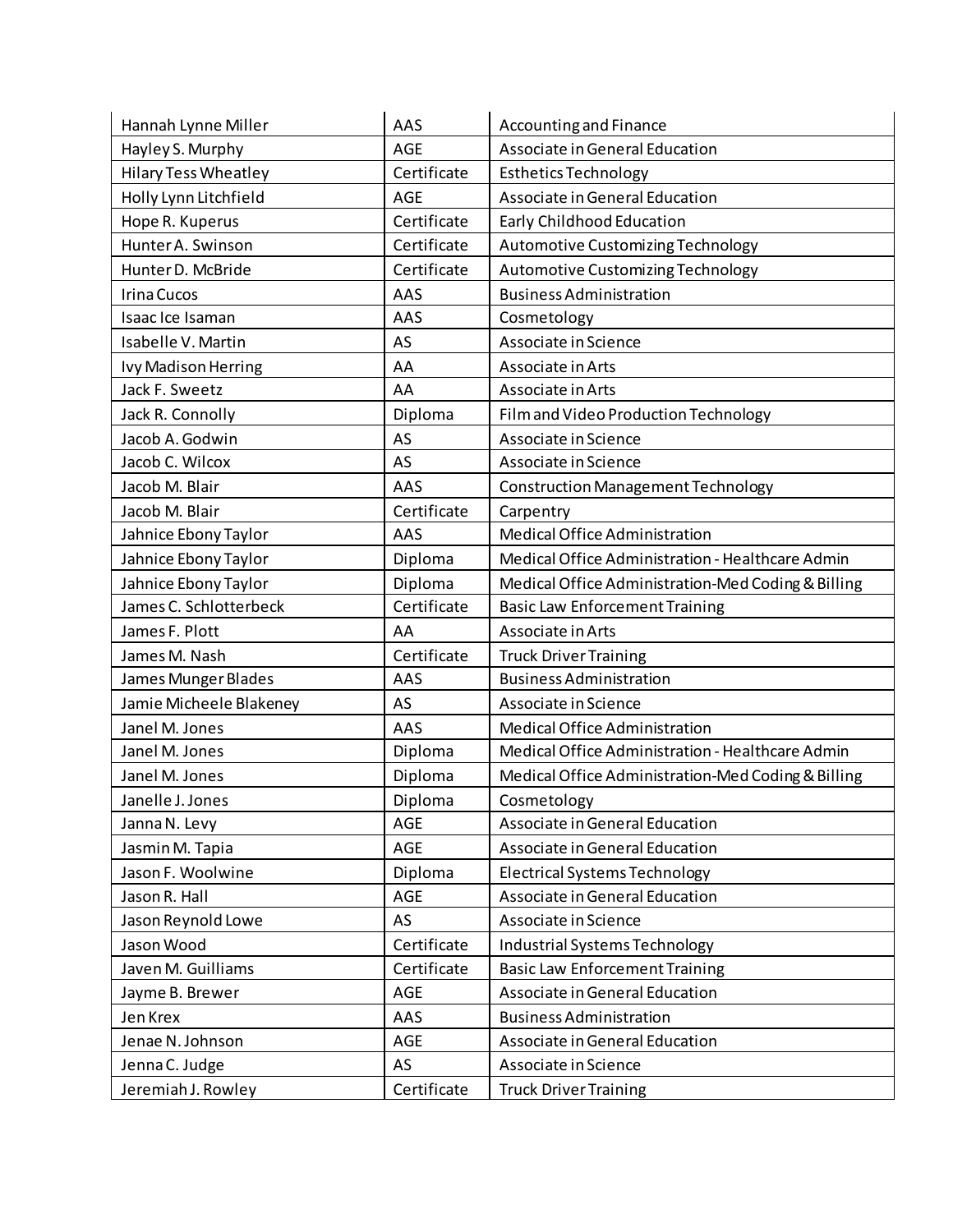| | | |
|---|---|---|
| Hannah Lynne Miller | AAS | Accounting and Finance |
| Hayley S. Murphy | AGE | Associate in General Education |
| Hilary Tess Wheatley | Certificate | Esthetics Technology |
| Holly Lynn Litchfield | AGE | Associate in General Education |
| Hope R. Kuperus | Certificate | Early Childhood Education |
| Hunter A. Swinson | Certificate | Automotive Customizing Technology |
| Hunter D. McBride | Certificate | Automotive Customizing Technology |
| Irina Cucos | AAS | Business Administration |
| Isaac Ice Isaman | AAS | Cosmetology |
| Isabelle V. Martin | AS | Associate in Science |
| Ivy Madison Herring | AA | Associate in Arts |
| Jack F. Sweetz | AA | Associate in Arts |
| Jack R. Connolly | Diploma | Film and Video Production Technology |
| Jacob A. Godwin | AS | Associate in Science |
| Jacob C. Wilcox | AS | Associate in Science |
| Jacob M. Blair | AAS | Construction Management Technology |
| Jacob M. Blair | Certificate | Carpentry |
| Jahnice Ebony Taylor | AAS | Medical Office Administration |
| Jahnice Ebony Taylor | Diploma | Medical Office Administration - Healthcare Admin |
| Jahnice Ebony Taylor | Diploma | Medical Office Administration-Med Coding & Billing |
| James C. Schlotterbeck | Certificate | Basic Law Enforcement Training |
| James F. Plott | AA | Associate in Arts |
| James M. Nash | Certificate | Truck Driver Training |
| James Munger Blades | AAS | Business Administration |
| Jamie Micheele Blakeney | AS | Associate in Science |
| Janel M. Jones | AAS | Medical Office Administration |
| Janel M. Jones | Diploma | Medical Office Administration - Healthcare Admin |
| Janel M. Jones | Diploma | Medical Office Administration-Med Coding & Billing |
| Janelle J. Jones | Diploma | Cosmetology |
| Janna N. Levy | AGE | Associate in General Education |
| Jasmin M. Tapia | AGE | Associate in General Education |
| Jason F. Woolwine | Diploma | Electrical Systems Technology |
| Jason R. Hall | AGE | Associate in General Education |
| Jason Reynold Lowe | AS | Associate in Science |
| Jason Wood | Certificate | Industrial Systems Technology |
| Javen M. Guilliams | Certificate | Basic Law Enforcement Training |
| Jayme B. Brewer | AGE | Associate in General Education |
| Jen Krex | AAS | Business Administration |
| Jenae N. Johnson | AGE | Associate in General Education |
| Jenna C. Judge | AS | Associate in Science |
| Jeremiah J. Rowley | Certificate | Truck Driver Training |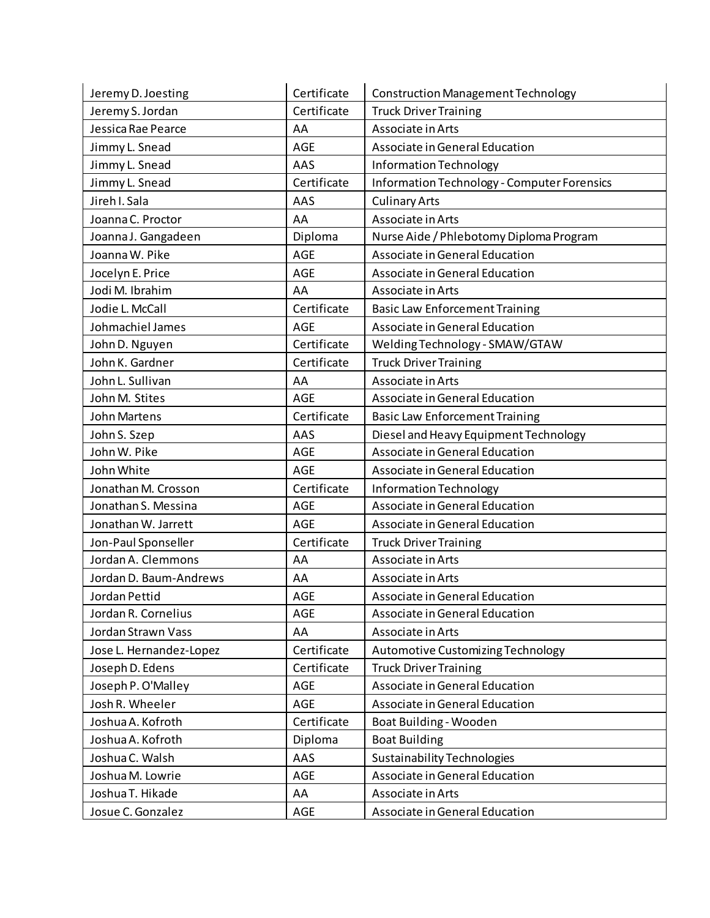| | | |
|---|---|---|
| Jeremy D. Joesting | Certificate | Construction Management Technology |
| Jeremy S. Jordan | Certificate | Truck Driver Training |
| Jessica Rae Pearce | AA | Associate in Arts |
| Jimmy L. Snead | AGE | Associate in General Education |
| Jimmy L. Snead | AAS | Information Technology |
| Jimmy L. Snead | Certificate | Information Technology - Computer Forensics |
| Jireh I. Sala | AAS | Culinary Arts |
| Joanna C. Proctor | AA | Associate in Arts |
| Joanna J. Gangadeen | Diploma | Nurse Aide / Phlebotomy Diploma Program |
| Joanna W. Pike | AGE | Associate in General Education |
| Jocelyn E. Price | AGE | Associate in General Education |
| Jodi M. Ibrahim | AA | Associate in Arts |
| Jodie L. McCall | Certificate | Basic Law Enforcement Training |
| Johmachiel James | AGE | Associate in General Education |
| John D. Nguyen | Certificate | Welding Technology - SMAW/GTAW |
| John K. Gardner | Certificate | Truck Driver Training |
| John L. Sullivan | AA | Associate in Arts |
| John M. Stites | AGE | Associate in General Education |
| John Martens | Certificate | Basic Law Enforcement Training |
| John S. Szep | AAS | Diesel and Heavy Equipment Technology |
| John W. Pike | AGE | Associate in General Education |
| John White | AGE | Associate in General Education |
| Jonathan M. Crosson | Certificate | Information Technology |
| Jonathan S. Messina | AGE | Associate in General Education |
| Jonathan W. Jarrett | AGE | Associate in General Education |
| Jon-Paul Sponseller | Certificate | Truck Driver Training |
| Jordan A. Clemmons | AA | Associate in Arts |
| Jordan D. Baum-Andrews | AA | Associate in Arts |
| Jordan Pettid | AGE | Associate in General Education |
| Jordan R. Cornelius | AGE | Associate in General Education |
| Jordan Strawn Vass | AA | Associate in Arts |
| Jose L. Hernandez-Lopez | Certificate | Automotive Customizing Technology |
| Joseph D. Edens | Certificate | Truck Driver Training |
| Joseph P. O'Malley | AGE | Associate in General Education |
| Josh R. Wheeler | AGE | Associate in General Education |
| Joshua A. Kofroth | Certificate | Boat Building - Wooden |
| Joshua A. Kofroth | Diploma | Boat Building |
| Joshua C. Walsh | AAS | Sustainability Technologies |
| Joshua M. Lowrie | AGE | Associate in General Education |
| Joshua T. Hikade | AA | Associate in Arts |
| Josue C. Gonzalez | AGE | Associate in General Education |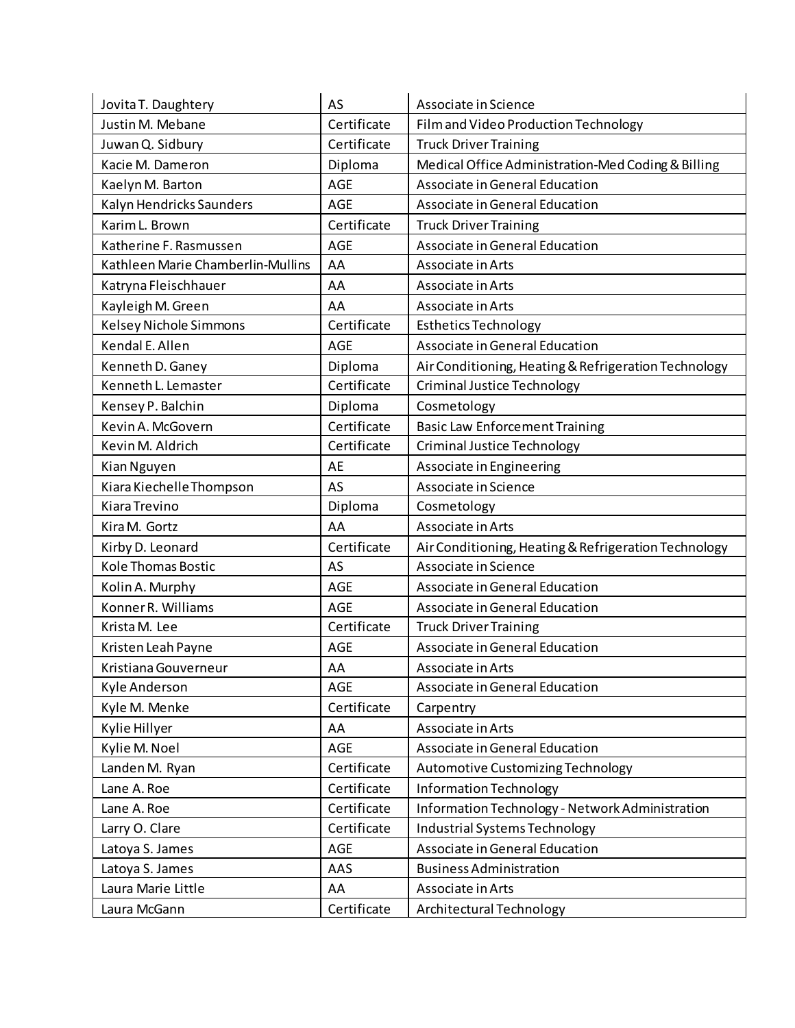| Jovita T. Daughtery | AS | Associate in Science |
|---|---|---|
| Justin M. Mebane | Certificate | Film and Video Production Technology |
| Juwan Q. Sidbury | Certificate | Truck Driver Training |
| Kacie M. Dameron | Diploma | Medical Office Administration-Med Coding & Billing |
| Kaelyn M. Barton | AGE | Associate in General Education |
| Kalyn Hendricks Saunders | AGE | Associate in General Education |
| Karim L. Brown | Certificate | Truck Driver Training |
| Katherine F. Rasmussen | AGE | Associate in General Education |
| Kathleen Marie Chamberlin-Mullins | AA | Associate in Arts |
| Katryna Fleischhauer | AA | Associate in Arts |
| Kayleigh M. Green | AA | Associate in Arts |
| Kelsey Nichole Simmons | Certificate | Esthetics Technology |
| Kendal E. Allen | AGE | Associate in General Education |
| Kenneth D. Ganey | Diploma | Air Conditioning, Heating & Refrigeration Technology |
| Kenneth L. Lemaster | Certificate | Criminal Justice Technology |
| Kensey P. Balchin | Diploma | Cosmetology |
| Kevin A. McGovern | Certificate | Basic Law Enforcement Training |
| Kevin M. Aldrich | Certificate | Criminal Justice Technology |
| Kian Nguyen | AE | Associate in Engineering |
| Kiara Kiechelle Thompson | AS | Associate in Science |
| Kiara Trevino | Diploma | Cosmetology |
| Kira M. Gortz | AA | Associate in Arts |
| Kirby D. Leonard | Certificate | Air Conditioning, Heating & Refrigeration Technology |
| Kole Thomas Bostic | AS | Associate in Science |
| Kolin A. Murphy | AGE | Associate in General Education |
| Konner R. Williams | AGE | Associate in General Education |
| Krista M. Lee | Certificate | Truck Driver Training |
| Kristen Leah Payne | AGE | Associate in General Education |
| Kristiana Gouverneur | AA | Associate in Arts |
| Kyle Anderson | AGE | Associate in General Education |
| Kyle M. Menke | Certificate | Carpentry |
| Kylie Hillyer | AA | Associate in Arts |
| Kylie M. Noel | AGE | Associate in General Education |
| Landen M. Ryan | Certificate | Automotive Customizing Technology |
| Lane A. Roe | Certificate | Information Technology |
| Lane A. Roe | Certificate | Information Technology - Network Administration |
| Larry O. Clare | Certificate | Industrial Systems Technology |
| Latoya S. James | AGE | Associate in General Education |
| Latoya S. James | AAS | Business Administration |
| Laura Marie Little | AA | Associate in Arts |
| Laura McGann | Certificate | Architectural Technology |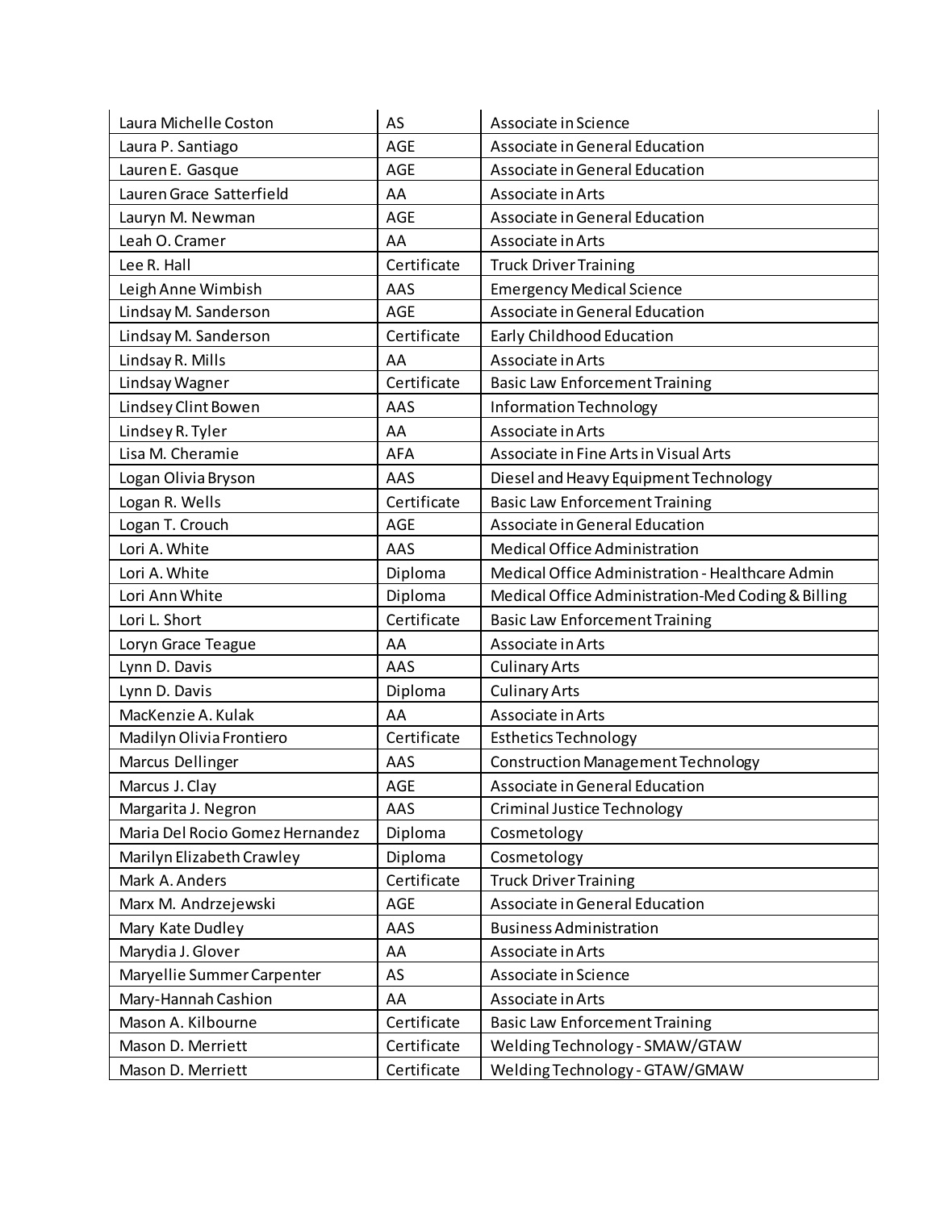| Laura Michelle Coston | AS | Associate in Science |
|---|---|---|
| Laura P. Santiago | AGE | Associate in General Education |
| Lauren E. Gasque | AGE | Associate in General Education |
| Lauren Grace Satterfield | AA | Associate in Arts |
| Lauryn M. Newman | AGE | Associate in General Education |
| Leah O. Cramer | AA | Associate in Arts |
| Lee R. Hall | Certificate | Truck Driver Training |
| Leigh Anne Wimbish | AAS | Emergency Medical Science |
| Lindsay M. Sanderson | AGE | Associate in General Education |
| Lindsay M. Sanderson | Certificate | Early Childhood Education |
| Lindsay R. Mills | AA | Associate in Arts |
| Lindsay Wagner | Certificate | Basic Law Enforcement Training |
| Lindsey Clint Bowen | AAS | Information Technology |
| Lindsey R. Tyler | AA | Associate in Arts |
| Lisa M. Cheramie | AFA | Associate in Fine Arts in Visual Arts |
| Logan Olivia Bryson | AAS | Diesel and Heavy Equipment Technology |
| Logan R. Wells | Certificate | Basic Law Enforcement Training |
| Logan T. Crouch | AGE | Associate in General Education |
| Lori A. White | AAS | Medical Office Administration |
| Lori A. White | Diploma | Medical Office Administration - Healthcare Admin |
| Lori Ann White | Diploma | Medical Office Administration-Med Coding & Billing |
| Lori L. Short | Certificate | Basic Law Enforcement Training |
| Loryn Grace Teague | AA | Associate in Arts |
| Lynn D. Davis | AAS | Culinary Arts |
| Lynn D. Davis | Diploma | Culinary Arts |
| MacKenzie A. Kulak | AA | Associate in Arts |
| Madilyn Olivia Frontiero | Certificate | Esthetics Technology |
| Marcus Dellinger | AAS | Construction Management Technology |
| Marcus J. Clay | AGE | Associate in General Education |
| Margarita J. Negron | AAS | Criminal Justice Technology |
| Maria Del Rocio Gomez Hernandez | Diploma | Cosmetology |
| Marilyn Elizabeth Crawley | Diploma | Cosmetology |
| Mark A. Anders | Certificate | Truck Driver Training |
| Marx M. Andrzejewski | AGE | Associate in General Education |
| Mary Kate Dudley | AAS | Business Administration |
| Marydia J. Glover | AA | Associate in Arts |
| Maryellie Summer Carpenter | AS | Associate in Science |
| Mary-Hannah Cashion | AA | Associate in Arts |
| Mason A. Kilbourne | Certificate | Basic Law Enforcement Training |
| Mason D. Merriett | Certificate | Welding Technology - SMAW/GTAW |
| Mason D. Merriett | Certificate | Welding Technology - GTAW/GMAW |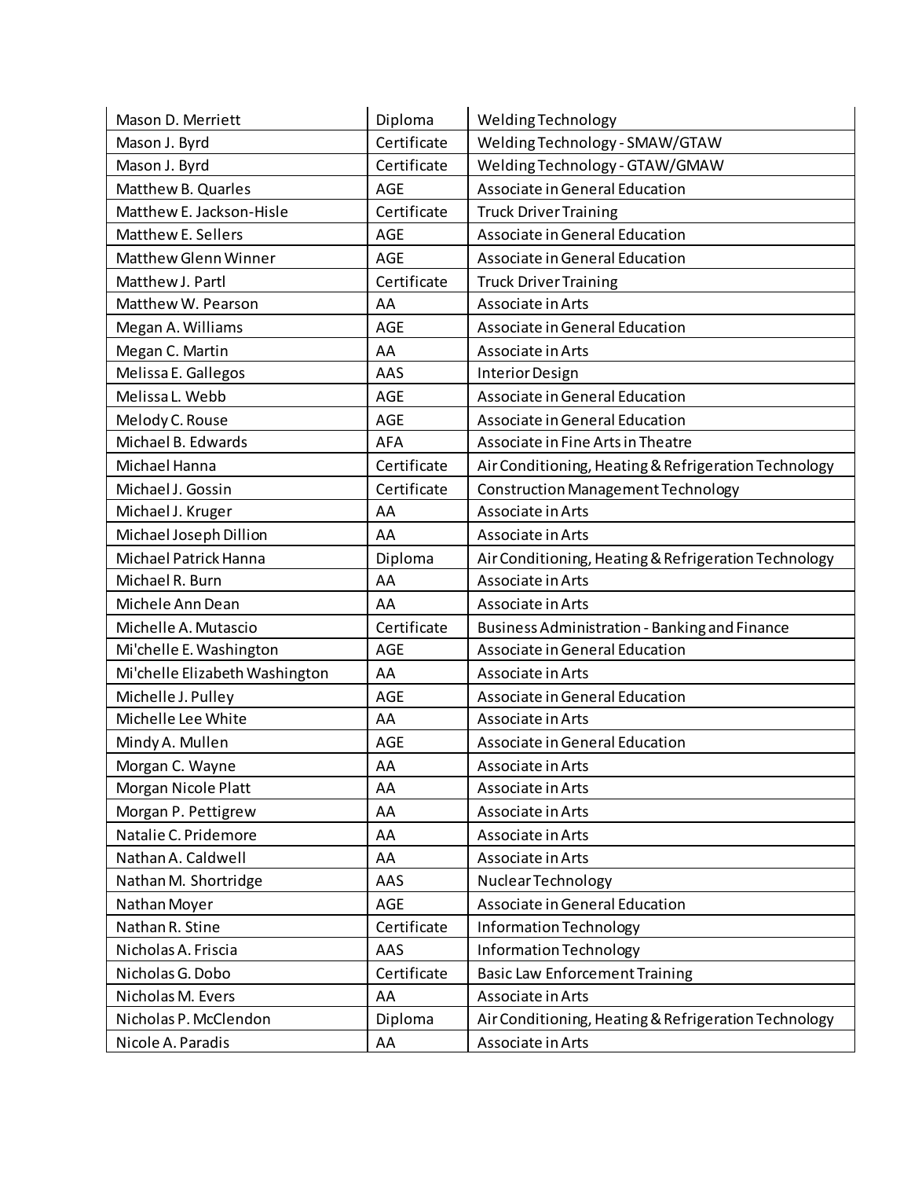| | | |
|---|---|---|
| Mason D. Merriett | Diploma | Welding Technology |
| Mason J. Byrd | Certificate | Welding Technology - SMAW/GTAW |
| Mason J. Byrd | Certificate | Welding Technology - GTAW/GMAW |
| Matthew B. Quarles | AGE | Associate in General Education |
| Matthew E. Jackson-Hisle | Certificate | Truck Driver Training |
| Matthew E. Sellers | AGE | Associate in General Education |
| Matthew Glenn Winner | AGE | Associate in General Education |
| Matthew J. Partl | Certificate | Truck Driver Training |
| Matthew W. Pearson | AA | Associate in Arts |
| Megan A. Williams | AGE | Associate in General Education |
| Megan C. Martin | AA | Associate in Arts |
| Melissa E. Gallegos | AAS | Interior Design |
| Melissa L. Webb | AGE | Associate in General Education |
| Melody C. Rouse | AGE | Associate in General Education |
| Michael B. Edwards | AFA | Associate in Fine Arts in Theatre |
| Michael Hanna | Certificate | Air Conditioning, Heating & Refrigeration Technology |
| Michael J. Gossin | Certificate | Construction Management Technology |
| Michael J. Kruger | AA | Associate in Arts |
| Michael Joseph Dillion | AA | Associate in Arts |
| Michael Patrick Hanna | Diploma | Air Conditioning, Heating & Refrigeration Technology |
| Michael R. Burn | AA | Associate in Arts |
| Michele Ann Dean | AA | Associate in Arts |
| Michelle A. Mutascio | Certificate | Business Administration - Banking and Finance |
| Mi'chelle E. Washington | AGE | Associate in General Education |
| Mi'chelle Elizabeth Washington | AA | Associate in Arts |
| Michelle J. Pulley | AGE | Associate in General Education |
| Michelle Lee White | AA | Associate in Arts |
| Mindy A. Mullen | AGE | Associate in General Education |
| Morgan C. Wayne | AA | Associate in Arts |
| Morgan Nicole Platt | AA | Associate in Arts |
| Morgan P. Pettigrew | AA | Associate in Arts |
| Natalie C. Pridemore | AA | Associate in Arts |
| Nathan A. Caldwell | AA | Associate in Arts |
| Nathan M. Shortridge | AAS | Nuclear Technology |
| Nathan Moyer | AGE | Associate in General Education |
| Nathan R. Stine | Certificate | Information Technology |
| Nicholas A. Friscia | AAS | Information Technology |
| Nicholas G. Dobo | Certificate | Basic Law Enforcement Training |
| Nicholas M. Evers | AA | Associate in Arts |
| Nicholas P. McClendon | Diploma | Air Conditioning, Heating & Refrigeration Technology |
| Nicole A. Paradis | AA | Associate in Arts |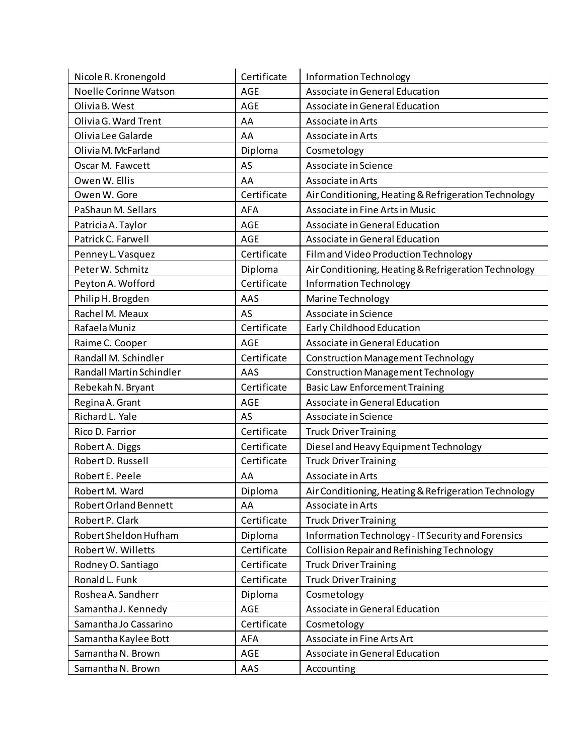| | | |
|---|---|---|
| Nicole R. Kronengold | Certificate | Information Technology |
| Noelle Corinne Watson | AGE | Associate in General Education |
| Olivia B. West | AGE | Associate in General Education |
| Olivia G. Ward Trent | AA | Associate in Arts |
| Olivia Lee Galarde | AA | Associate in Arts |
| Olivia M. McFarland | Diploma | Cosmetology |
| Oscar M. Fawcett | AS | Associate in Science |
| Owen W. Ellis | AA | Associate in Arts |
| Owen W. Gore | Certificate | Air Conditioning, Heating & Refrigeration Technology |
| PaShaun M. Sellars | AFA | Associate in Fine Arts in Music |
| Patricia A. Taylor | AGE | Associate in General Education |
| Patrick C. Farwell | AGE | Associate in General Education |
| Penney L. Vasquez | Certificate | Film and Video Production Technology |
| Peter W. Schmitz | Diploma | Air Conditioning, Heating & Refrigeration Technology |
| Peyton A. Wofford | Certificate | Information Technology |
| Philip H. Brogden | AAS | Marine Technology |
| Rachel M. Meaux | AS | Associate in Science |
| Rafaela Muniz | Certificate | Early Childhood Education |
| Raime C. Cooper | AGE | Associate in General Education |
| Randall M. Schindler | Certificate | Construction Management Technology |
| Randall Martin Schindler | AAS | Construction Management Technology |
| Rebekah N. Bryant | Certificate | Basic Law Enforcement Training |
| Regina A. Grant | AGE | Associate in General Education |
| Richard L. Yale | AS | Associate in Science |
| Rico D. Farrior | Certificate | Truck Driver Training |
| Robert A. Diggs | Certificate | Diesel and Heavy Equipment Technology |
| Robert D. Russell | Certificate | Truck Driver Training |
| Robert E. Peele | AA | Associate in Arts |
| Robert M. Ward | Diploma | Air Conditioning, Heating & Refrigeration Technology |
| Robert Orland Bennett | AA | Associate in Arts |
| Robert P. Clark | Certificate | Truck Driver Training |
| Robert Sheldon Hufham | Diploma | Information Technology - IT Security and Forensics |
| Robert W. Willetts | Certificate | Collision Repair and Refinishing Technology |
| Rodney O. Santiago | Certificate | Truck Driver Training |
| Ronald L. Funk | Certificate | Truck Driver Training |
| Roshea A. Sandherr | Diploma | Cosmetology |
| Samantha J. Kennedy | AGE | Associate in General Education |
| Samantha Jo Cassarino | Certificate | Cosmetology |
| Samantha Kaylee Bott | AFA | Associate in Fine Arts Art |
| Samantha N. Brown | AGE | Associate in General Education |
| Samantha N. Brown | AAS | Accounting |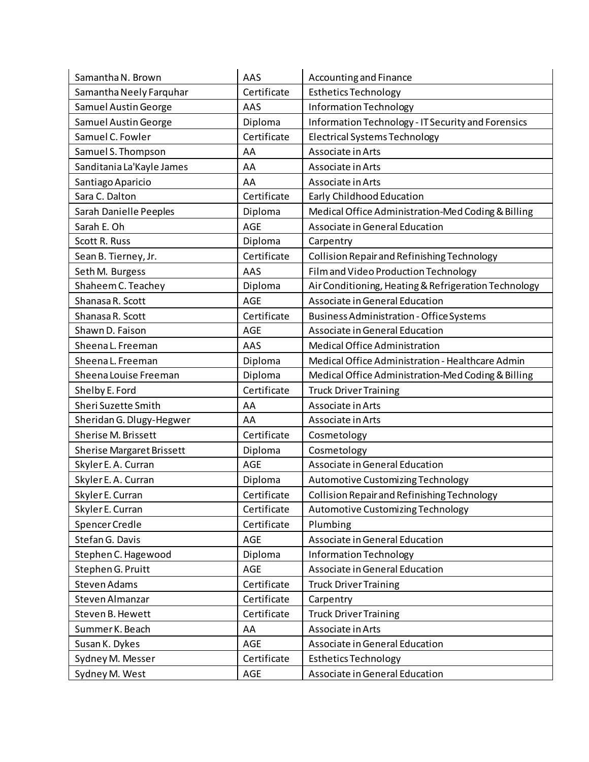| Samantha N. Brown | AAS | Accounting and Finance |
|---|---|---|
| Samantha Neely Farquhar | Certificate | Esthetics Technology |
| Samuel Austin George | AAS | Information Technology |
| Samuel Austin George | Diploma | Information Technology - IT Security and Forensics |
| Samuel C. Fowler | Certificate | Electrical Systems Technology |
| Samuel S. Thompson | AA | Associate in Arts |
| Sanditania La'Kayle James | AA | Associate in Arts |
| Santiago Aparicio | AA | Associate in Arts |
| Sara C. Dalton | Certificate | Early Childhood Education |
| Sarah Danielle Peeples | Diploma | Medical Office Administration-Med Coding & Billing |
| Sarah E. Oh | AGE | Associate in General Education |
| Scott R. Russ | Diploma | Carpentry |
| Sean B. Tierney, Jr. | Certificate | Collision Repair and Refinishing Technology |
| Seth M. Burgess | AAS | Film and Video Production Technology |
| Shaheem C. Teachey | Diploma | Air Conditioning, Heating & Refrigeration Technology |
| Shanasa R. Scott | AGE | Associate in General Education |
| Shanasa R. Scott | Certificate | Business Administration - Office Systems |
| Shawn D. Faison | AGE | Associate in General Education |
| Sheena L. Freeman | AAS | Medical Office Administration |
| Sheena L. Freeman | Diploma | Medical Office Administration - Healthcare Admin |
| Sheena Louise Freeman | Diploma | Medical Office Administration-Med Coding & Billing |
| Shelby E. Ford | Certificate | Truck Driver Training |
| Sheri Suzette Smith | AA | Associate in Arts |
| Sheridan G. Dlugy-Hegwer | AA | Associate in Arts |
| Sherise M. Brissett | Certificate | Cosmetology |
| Sherise Margaret Brissett | Diploma | Cosmetology |
| Skyler E. A. Curran | AGE | Associate in General Education |
| Skyler E. A. Curran | Diploma | Automotive Customizing Technology |
| Skyler E. Curran | Certificate | Collision Repair and Refinishing Technology |
| Skyler E. Curran | Certificate | Automotive Customizing Technology |
| Spencer Credle | Certificate | Plumbing |
| Stefan G. Davis | AGE | Associate in General Education |
| Stephen C. Hagewood | Diploma | Information Technology |
| Stephen G. Pruitt | AGE | Associate in General Education |
| Steven Adams | Certificate | Truck Driver Training |
| Steven Almanzar | Certificate | Carpentry |
| Steven B. Hewett | Certificate | Truck Driver Training |
| Summer K. Beach | AA | Associate in Arts |
| Susan K. Dykes | AGE | Associate in General Education |
| Sydney M. Messer | Certificate | Esthetics Technology |
| Sydney M. West | AGE | Associate in General Education |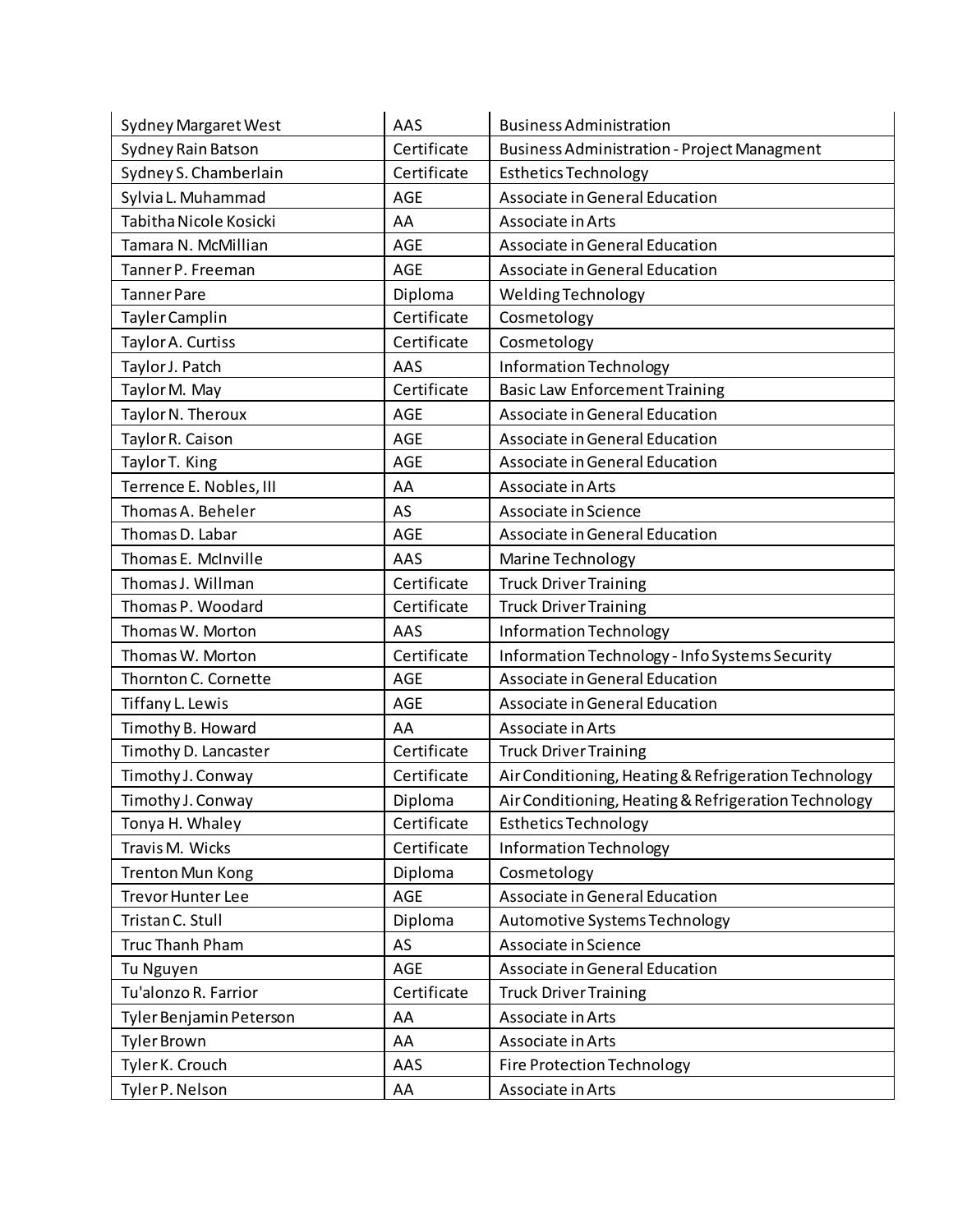| | | |
|---|---|---|
| Sydney Margaret West | AAS | Business Administration |
| Sydney Rain Batson | Certificate | Business Administration - Project Managment |
| Sydney S. Chamberlain | Certificate | Esthetics Technology |
| Sylvia L. Muhammad | AGE | Associate in General Education |
| Tabitha Nicole Kosicki | AA | Associate in Arts |
| Tamara N. McMillian | AGE | Associate in General Education |
| Tanner P. Freeman | AGE | Associate in General Education |
| Tanner Pare | Diploma | Welding Technology |
| Tayler Camplin | Certificate | Cosmetology |
| Taylor A. Curtiss | Certificate | Cosmetology |
| Taylor J. Patch | AAS | Information Technology |
| Taylor M. May | Certificate | Basic Law Enforcement Training |
| Taylor N. Theroux | AGE | Associate in General Education |
| Taylor R. Caison | AGE | Associate in General Education |
| Taylor T. King | AGE | Associate in General Education |
| Terrence E. Nobles, III | AA | Associate in Arts |
| Thomas A. Beheler | AS | Associate in Science |
| Thomas D. Labar | AGE | Associate in General Education |
| Thomas E. McInville | AAS | Marine Technology |
| Thomas J. Willman | Certificate | Truck Driver Training |
| Thomas P. Woodard | Certificate | Truck Driver Training |
| Thomas W. Morton | AAS | Information Technology |
| Thomas W. Morton | Certificate | Information Technology - Info Systems Security |
| Thornton C. Cornette | AGE | Associate in General Education |
| Tiffany L. Lewis | AGE | Associate in General Education |
| Timothy B. Howard | AA | Associate in Arts |
| Timothy D. Lancaster | Certificate | Truck Driver Training |
| Timothy J. Conway | Certificate | Air Conditioning, Heating & Refrigeration Technology |
| Timothy J. Conway | Diploma | Air Conditioning, Heating & Refrigeration Technology |
| Tonya H. Whaley | Certificate | Esthetics Technology |
| Travis M. Wicks | Certificate | Information Technology |
| Trenton Mun Kong | Diploma | Cosmetology |
| Trevor Hunter Lee | AGE | Associate in General Education |
| Tristan C. Stull | Diploma | Automotive Systems Technology |
| Truc Thanh Pham | AS | Associate in Science |
| Tu Nguyen | AGE | Associate in General Education |
| Tu'alonzo R. Farrior | Certificate | Truck Driver Training |
| Tyler Benjamin Peterson | AA | Associate in Arts |
| Tyler Brown | AA | Associate in Arts |
| Tyler K. Crouch | AAS | Fire Protection Technology |
| Tyler P. Nelson | AA | Associate in Arts |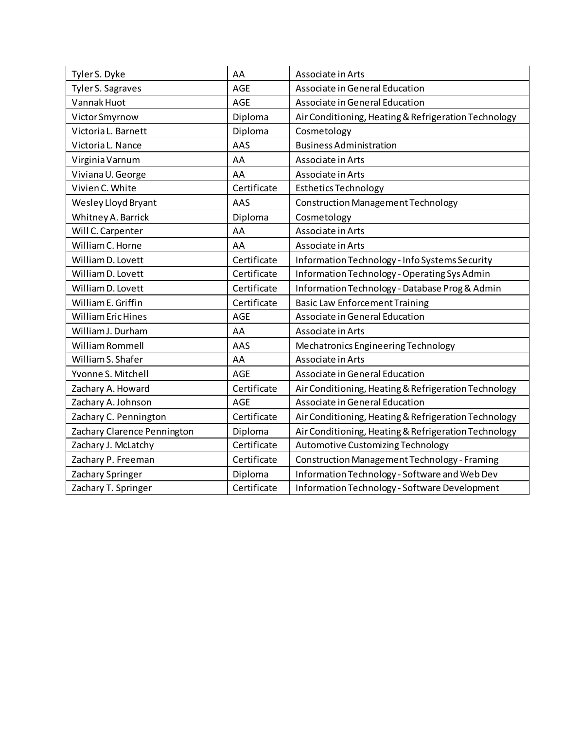| | | |
|---|---|---|
| Tyler S. Dyke | AA | Associate in Arts |
| Tyler S. Sagraves | AGE | Associate in General Education |
| Vannak Huot | AGE | Associate in General Education |
| Victor Smyrnow | Diploma | Air Conditioning, Heating & Refrigeration Technology |
| Victoria L. Barnett | Diploma | Cosmetology |
| Victoria L. Nance | AAS | Business Administration |
| Virginia Varnum | AA | Associate in Arts |
| Viviana U. George | AA | Associate in Arts |
| Vivien C. White | Certificate | Esthetics Technology |
| Wesley Lloyd Bryant | AAS | Construction Management Technology |
| Whitney A. Barrick | Diploma | Cosmetology |
| Will C. Carpenter | AA | Associate in Arts |
| William C. Horne | AA | Associate in Arts |
| William D. Lovett | Certificate | Information Technology - Info Systems Security |
| William D. Lovett | Certificate | Information Technology - Operating Sys Admin |
| William D. Lovett | Certificate | Information Technology - Database Prog & Admin |
| William E. Griffin | Certificate | Basic Law Enforcement Training |
| William Eric Hines | AGE | Associate in General Education |
| William J. Durham | AA | Associate in Arts |
| William Rommell | AAS | Mechatronics Engineering Technology |
| William S. Shafer | AA | Associate in Arts |
| Yvonne S. Mitchell | AGE | Associate in General Education |
| Zachary A. Howard | Certificate | Air Conditioning, Heating & Refrigeration Technology |
| Zachary A. Johnson | AGE | Associate in General Education |
| Zachary C. Pennington | Certificate | Air Conditioning, Heating & Refrigeration Technology |
| Zachary Clarence Pennington | Diploma | Air Conditioning, Heating & Refrigeration Technology |
| Zachary J. McLatchy | Certificate | Automotive Customizing Technology |
| Zachary P. Freeman | Certificate | Construction Management Technology - Framing |
| Zachary Springer | Diploma | Information Technology - Software and Web Dev |
| Zachary T. Springer | Certificate | Information Technology - Software Development |